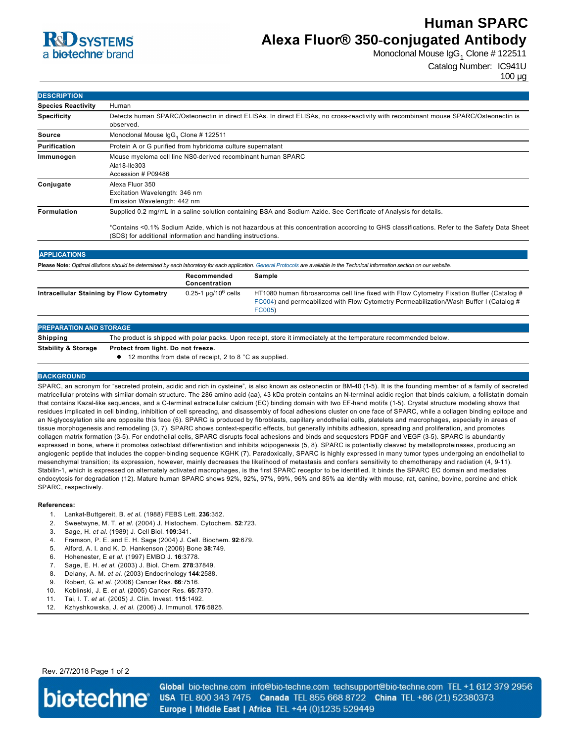# Human SPARC Alexa Fluor® 350-conjugated Antibody

Monoclonal Mouse $IgG_1$ Clone # 122511

Catalog Number: IC941U

100 µg

## DESCRIPTION

| | |
|---|---|
| **Species Reactivity** | Human |
| **Specificity** | Detects human SPARC/Osteonectin in direct ELISAs. In direct ELISAs, no cross-reactivity with recombinant mouse SPARC/Osteonectin is observed. |
| **Source** | Monoclonal Mouse $IgG_1$ Clone # 122511 |
| **Purification** | Protein A or G purified from hybridoma culture supernatant |
| **Immunogen** | Mouse myeloma cell line NS0-derived recombinant human SPARC<br>Ala18-Ile303<br>Accession # P09486 |
| **Conjugate** | Alexa Fluor 350<br>Excitation Wavelength: 346 nm<br>Emission Wavelength: 442 nm |
| **Formulation** | Supplied 0.2 mg/mL in a saline solution containing BSA and Sodium Azide. See Certificate of Analysis for details.<br><br>*Contains <0.1% Sodium Azide, which is not hazardous at this concentration according to GHS classifications. Refer to the Safety Data Sheet (SDS) for additional information and handling instructions. |

## APPLICATIONS

**Please Note:** *Optimal dilutions should be determined by each laboratory for each application. General Protocols are available in the Technical Information section on our website.*

| | Recommended Concentration | Sample |
|---|---|---|
| **Intracellular Staining by Flow Cytometry** | 0.25-1 µg/$10^6$ cells | HT1080 human fibrosarcoma cell line fixed with Flow Cytometry Fixation Buffer (Catalog # FC004) and permeabilized with Flow Cytometry Permeabilization/Wash Buffer I (Catalog # FC005) |

## PREPARATION AND STORAGE

| | |
|---|---|
| **Shipping** | The product is shipped with polar packs. Upon receipt, store it immediately at the temperature recommended below. |
| **Stability & Storage** | **Protect from light. Do not freeze.**<br>• 12 months from date of receipt, 2 to 8 °C as supplied. |

## BACKGROUND

SPARC, an acronym for "secreted protein, acidic and rich in cysteine", is also known as osteonectin or BM-40 (1-5). It is the founding member of a family of secreted matricellular proteins with similar domain structure. The 286 amino acid (aa), 43 kDa protein contains an N-terminal acidic region that binds calcium, a follistatin domain that contains Kazal-like sequences, and a C-terminal extracellular calcium (EC) binding domain with two EF-hand motifs (1-5). Crystal structure modeling shows that residues implicated in cell binding, inhibition of cell spreading, and disassembly of focal adhesions cluster on one face of SPARC, while a collagen binding epitope and an N-glycosylation site are opposite this face (6). SPARC is produced by fibroblasts, capillary endothelial cells, platelets and macrophages, especially in areas of tissue morphogenesis and remodeling (3, 7). SPARC shows context-specific effects, but generally inhibits adhesion, spreading and proliferation, and promotes collagen matrix formation (3-5). For endothelial cells, SPARC disrupts focal adhesions and binds and sequesters PDGF and VEGF (3-5). SPARC is abundantly expressed in bone, where it promotes osteoblast differentiation and inhibits adipogenesis (5, 8). SPARC is potentially cleaved by metalloproteinases, producing an angiogenic peptide that includes the copper-binding sequence KGHK (7). Paradoxically, SPARC is highly expressed in many tumor types undergoing an endothelial to mesenchymal transition; its expression, however, mainly decreases the likelihood of metastasis and confers sensitivity to chemotherapy and radiation (4, 9-11). Stabilin-1, which is expressed on alternately activated macrophages, is the first SPARC receptor to be identified. It binds the SPARC EC domain and mediates endocytosis for degradation (12). Mature human SPARC shows 92%, 92%, 97%, 99%, 96% and 85% aa identity with mouse, rat, canine, bovine, porcine and chick SPARC, respectively.

**References:**

1. Lankat-Buttgereit, B. *et al.* (1988) FEBS Lett. **236**:352.
2. Sweetwyne, M. T. *et al.* (2004) J. Histochem. Cytochem. **52**:723.
3. Sage, H. *et al.* (1989) J. Cell Biol. **109**:341.
4. Framson, P. E. and E. H. Sage (2004) J. Cell. Biochem. **92**:679.
5. Alford, A. I. and K. D. Hankenson (2006) Bone **38**:749.
6. Hohenester, E *et al.* (1997) EMBO J. **16**:3778.
7. Sage, E. H. *et al.* (2003) J. Biol. Chem. **278**:37849.
8. Delany, A. M. *et al.* (2003) Endocrinology **144**:2588.
9. Robert, G. *et al.* (2006) Cancer Res. **66**:7516.
10. Koblinski, J. E. *et al.* (2005) Cancer Res. **65**:7370.
11. Tai, I. T. *et al.* (2005) J. Clin. Invest. **115**:1492.
12. Kzhyshkowska, J. *et al.* (2006) J. Immunol. **176**:5825.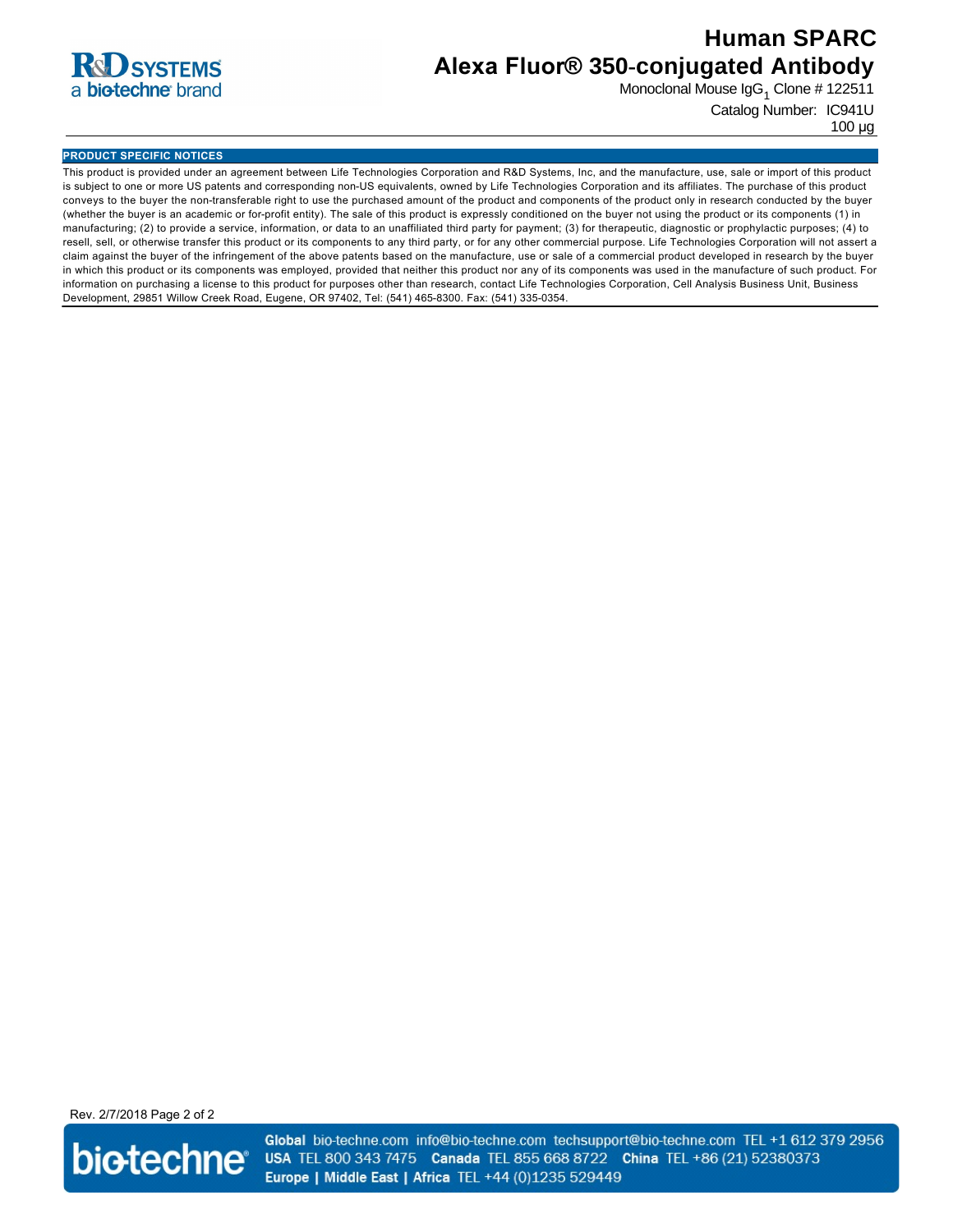# Human SPARC Alexa Fluor® 350-conjugated Antibody

Monoclonal Mouse $IgG_1$ Clone # 122511

Catalog Number: IC941U

100 µg

## PRODUCT SPECIFIC NOTICES

This product is provided under an agreement between Life Technologies Corporation and R&D Systems, Inc, and the manufacture, use, sale or import of this product is subject to one or more US patents and corresponding non-US equivalents, owned by Life Technologies Corporation and its affiliates. The purchase of this product conveys to the buyer the non-transferable right to use the purchased amount of the product and components of the product only in research conducted by the buyer (whether the buyer is an academic or for-profit entity). The sale of this product is expressly conditioned on the buyer not using the product or its components (1) in manufacturing; (2) to provide a service, information, or data to an unaffiliated third party for payment; (3) for therapeutic, diagnostic or prophylactic purposes; (4) to resell, sell, or otherwise transfer this product or its components to any third party, or for any other commercial purpose. Life Technologies Corporation will not assert a claim against the buyer of the infringement of the above patents based on the manufacture, use or sale of a commercial product developed in research by the buyer in which this product or its components was employed, provided that neither this product nor any of its components was used in the manufacture of such product. For information on purchasing a license to this product for purposes other than research, contact Life Technologies Corporation, Cell Analysis Business Unit, Business Development, 29851 Willow Creek Road, Eugene, OR 97402, Tel: (541) 465-8300. Fax: (541) 335-0354.

Rev. 2/7/2018

**Global** bio-techne.com info@bio-techne.com techsupport@bio-techne.com TEL +1 612 379 2956
**USA** TEL 800 343 7475 **Canada** TEL 855 668 8722 **China** TEL +86 (21) 52380373
**Europe | Middle East | Africa** TEL +44 (0)1235 529449